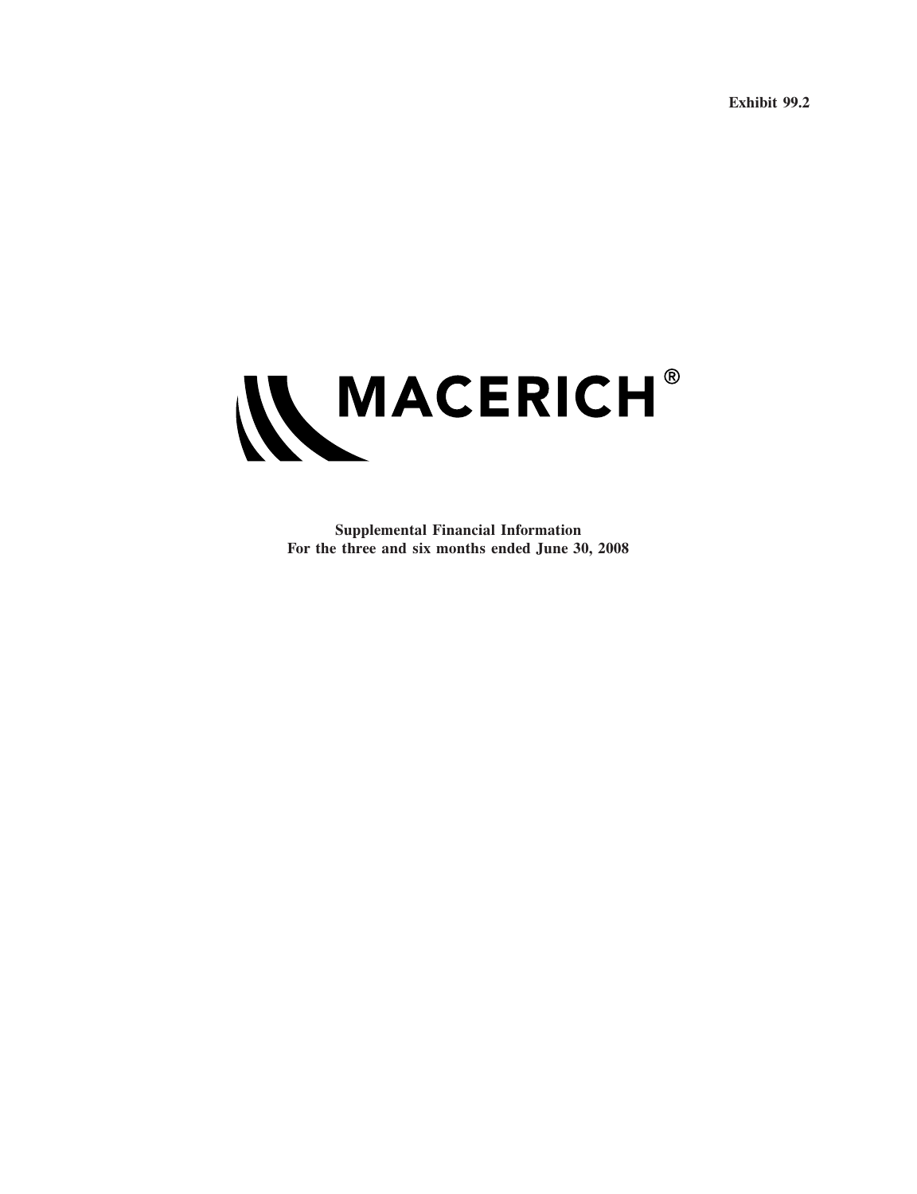Exhibit 99.2

# MACERICH®

**Supplemental Financial Information**
**For the three and six months ended June 30, 2008**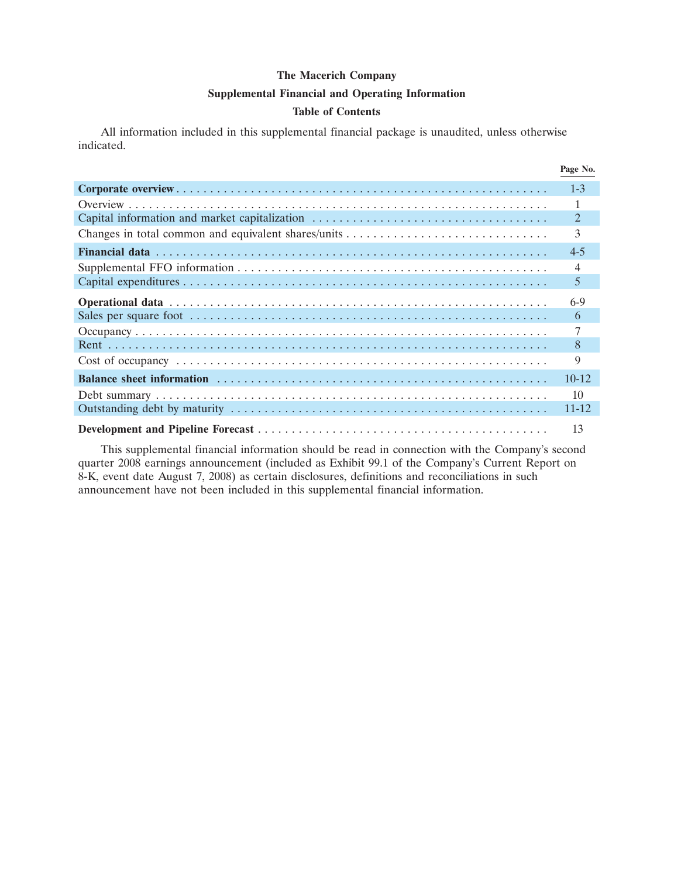# The Macerich Company

## Supplemental Financial and Operating Information

### Table of Contents

All information included in this supplemental financial package is unaudited, unless otherwise indicated.

| | Page No. |
|---|---|
| **Corporate overview** | 1-3 |
| Overview | 1 |
| Capital information and market capitalization | 2 |
| Changes in total common and equivalent shares/units | 3 |
| **Financial data** | 4-5 |
| Supplemental FFO information | 4 |
| Capital expenditures | 5 |
| **Operational data** | 6-9 |
| Sales per square foot | 6 |
| Occupancy | 7 |
| Rent | 8 |
| Cost of occupancy | 9 |
| **Balance sheet information** | 10-12 |
| Debt summary | 10 |
| Outstanding debt by maturity | 11-12 |
| **Development and Pipeline Forecast** | 13 |

This supplemental financial information should be read in connection with the Company's second quarter 2008 earnings announcement (included as Exhibit 99.1 of the Company's Current Report on 8-K, event date August 7, 2008) as certain disclosures, definitions and reconciliations in such announcement have not been included in this supplemental financial information.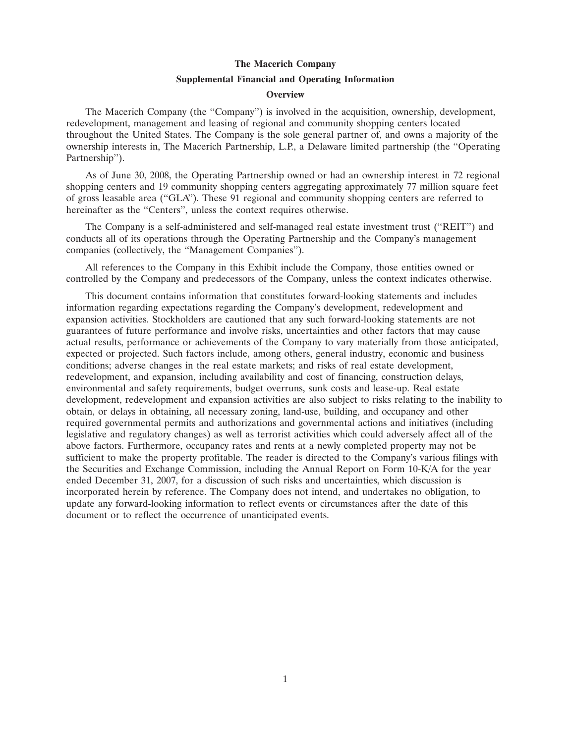# The Macerich Company

## Supplemental Financial and Operating Information

### Overview

The Macerich Company (the "Company") is involved in the acquisition, ownership, development, redevelopment, management and leasing of regional and community shopping centers located throughout the United States. The Company is the sole general partner of, and owns a majority of the ownership interests in, The Macerich Partnership, L.P., a Delaware limited partnership (the "Operating Partnership").

As of June 30, 2008, the Operating Partnership owned or had an ownership interest in 72 regional shopping centers and 19 community shopping centers aggregating approximately 77 million square feet of gross leasable area ("GLA"). These 91 regional and community shopping centers are referred to hereinafter as the "Centers", unless the context requires otherwise.

The Company is a self-administered and self-managed real estate investment trust ("REIT") and conducts all of its operations through the Operating Partnership and the Company's management companies (collectively, the "Management Companies").

All references to the Company in this Exhibit include the Company, those entities owned or controlled by the Company and predecessors of the Company, unless the context indicates otherwise.

This document contains information that constitutes forward-looking statements and includes information regarding expectations regarding the Company's development, redevelopment and expansion activities. Stockholders are cautioned that any such forward-looking statements are not guarantees of future performance and involve risks, uncertainties and other factors that may cause actual results, performance or achievements of the Company to vary materially from those anticipated, expected or projected. Such factors include, among others, general industry, economic and business conditions; adverse changes in the real estate markets; and risks of real estate development, redevelopment, and expansion, including availability and cost of financing, construction delays, environmental and safety requirements, budget overruns, sunk costs and lease-up. Real estate development, redevelopment and expansion activities are also subject to risks relating to the inability to obtain, or delays in obtaining, all necessary zoning, land-use, building, and occupancy and other required governmental permits and authorizations and governmental actions and initiatives (including legislative and regulatory changes) as well as terrorist activities which could adversely affect all of the above factors. Furthermore, occupancy rates and rents at a newly completed property may not be sufficient to make the property profitable. The reader is directed to the Company's various filings with the Securities and Exchange Commission, including the Annual Report on Form 10-K/A for the year ended December 31, 2007, for a discussion of such risks and uncertainties, which discussion is incorporated herein by reference. The Company does not intend, and undertakes no obligation, to update any forward-looking information to reflect events or circumstances after the date of this document or to reflect the occurrence of unanticipated events.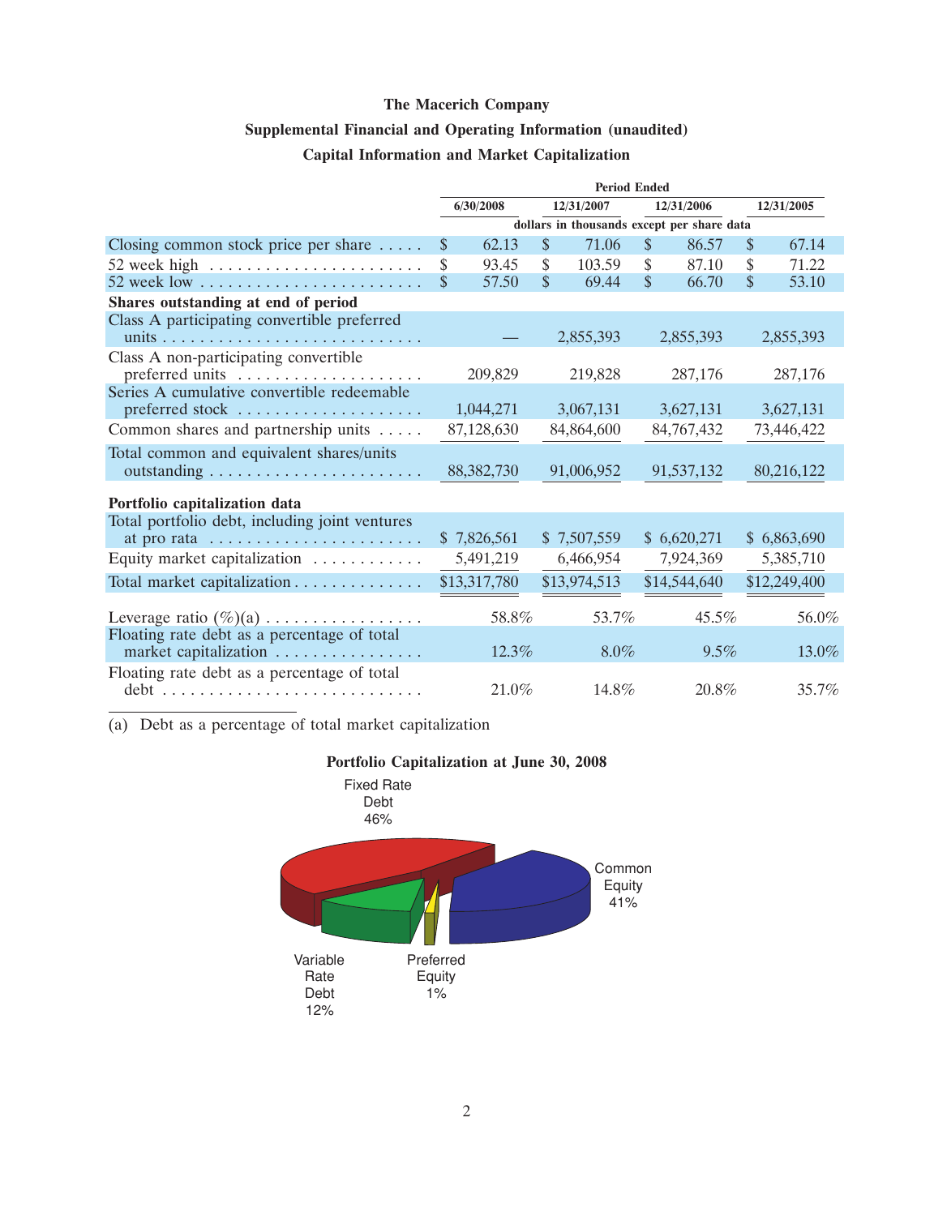**The Macerich Company**

**Supplemental Financial and Operating Information (unaudited)**

**Capital Information and Market Capitalization**

| | Period Ended | | | |
|---|---|---|---|---|
| | 6/30/2008 | 12/31/2007 | 12/31/2006 | 12/31/2005 |
| | dollars in thousands except per share data | | | |
| Closing common stock price per share | $ 62.13 | $ 71.06 | $ 86.57 | $ 67.14 |
| 52 week high | $ 93.45 | $ 103.59 | $ 87.10 | $ 71.22 |
| 52 week low | $ 57.50 | $ 69.44 | $ 66.70 | $ 53.10 |
| **Shares outstanding at end of period** | | | | |
| Class A participating convertible preferred units | — | 2,855,393 | 2,855,393 | 2,855,393 |
| Class A non-participating convertible preferred units | 209,829 | 219,828 | 287,176 | 287,176 |
| Series A cumulative convertible redeemable preferred stock | 1,044,271 | 3,067,131 | 3,627,131 | 3,627,131 |
| Common shares and partnership units | 87,128,630 | 84,864,600 | 84,767,432 | 73,446,422 |
| Total common and equivalent shares/units outstanding | 88,382,730 | 91,006,952 | 91,537,132 | 80,216,122 |
| **Portfolio capitalization data** | | | | |
| Total portfolio debt, including joint ventures at pro rata | $ 7,826,561 | $ 7,507,559 | $ 6,620,271 | $ 6,863,690 |
| Equity market capitalization | 5,491,219 | 6,466,954 | 7,924,369 | 5,385,710 |
| Total market capitalization | $13,317,780 | $13,974,513 | $14,544,640 | $12,249,400 |
| Leverage ratio (%)(a) | 58.8% | 53.7% | 45.5% | 56.0% |
| Floating rate debt as a percentage of total market capitalization | 12.3% | 8.0% | 9.5% | 13.0% |
| Floating rate debt as a percentage of total debt | 21.0% | 14.8% | 20.8% | 35.7% |

(a) Debt as a percentage of total market capitalization

**Portfolio Capitalization at June 30, 2008**

Fixed Rate Debt 46%

Common Equity 41%

Variable Rate Debt 12%

Preferred Equity 1%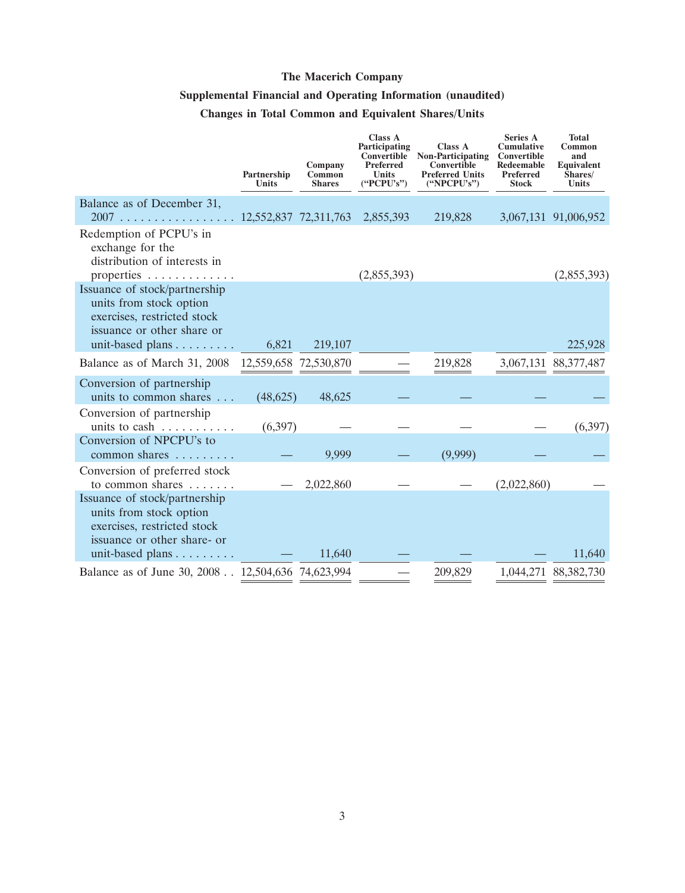**The Macerich Company**

**Supplemental Financial and Operating Information (unaudited)**

**Changes in Total Common and Equivalent Shares/Units**

| | Partnership Units | Company Common Shares | Class A Participating Convertible Preferred Units ("PCPU's") | Class A Non-Participating Convertible Preferred Units ("NPCPU's") | Series A Cumulative Convertible Redeemable Preferred Stock | Total Common and Equivalent Shares/ Units |
|---|---|---|---|---|---|---|
| Balance as of December 31, 2007 | 12,552,837 | 72,311,763 | 2,855,393 | 219,828 | 3,067,131 | 91,006,952 |
| Redemption of PCPU's in exchange for the distribution of interests in properties | | | (2,855,393) | | | (2,855,393) |
| Issuance of stock/partnership units from stock option exercises, restricted stock issuance or other share or unit-based plans | 6,821 | 219,107 | | | | 225,928 |
| Balance as of March 31, 2008 | 12,559,658 | 72,530,870 | — | 219,828 | 3,067,131 | 88,377,487 |
| Conversion of partnership units to common shares | (48,625) | 48,625 | — | — | — | — |
| Conversion of partnership units to cash | (6,397) | — | — | — | — | (6,397) |
| Conversion of NPCPU's to common shares | — | 9,999 | — | (9,999) | — | — |
| Conversion of preferred stock to common shares | — | 2,022,860 | — | — | (2,022,860) | — |
| Issuance of stock/partnership units from stock option exercises, restricted stock issuance or other share- or unit-based plans | — | 11,640 | — | — | — | 11,640 |
| Balance as of June 30, 2008 | 12,504,636 | 74,623,994 | — | 209,829 | 1,044,271 | 88,382,730 |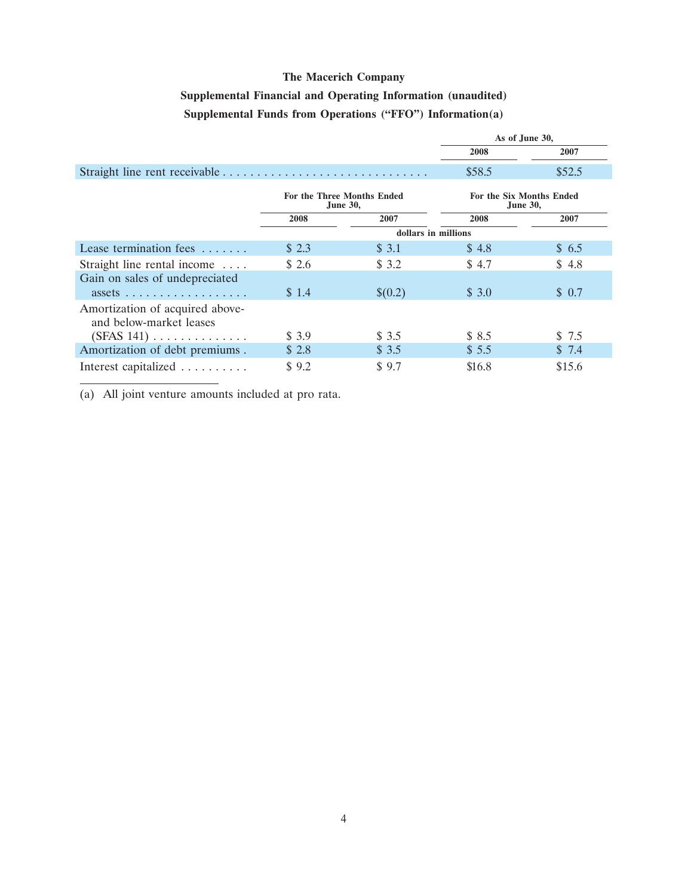**The Macerich Company**

**Supplemental Financial and Operating Information (unaudited)**

**Supplemental Funds from Operations ("FFO") Information(a)**

| | As of June 30, | |
|---|---|---|
| | 2008 | 2007 |
| Straight line rent receivable | $58.5 | $52.5 |

| | For the Three Months Ended June 30, | | For the Six Months Ended June 30, | |
|---|---|---|---|---|
| | 2008 | 2007 | 2008 | 2007 |
| | dollars in millions | | | |
| Lease termination fees | $ 2.3 | $ 3.1 | $ 4.8 | $ 6.5 |
| Straight line rental income | $ 2.6 | $ 3.2 | $ 4.7 | $ 4.8 |
| Gain on sales of undepreciated assets | $ 1.4 | $(0.2) | $ 3.0 | $ 0.7 |
| Amortization of acquired above- and below-market leases (SFAS 141) | $ 3.9 | $ 3.5 | $ 8.5 | $ 7.5 |
| Amortization of debt premiums | $ 2.8 | $ 3.5 | $ 5.5 | $ 7.4 |
| Interest capitalized | $ 9.2 | $ 9.7 | $16.8 | $15.6 |

(a) All joint venture amounts included at pro rata.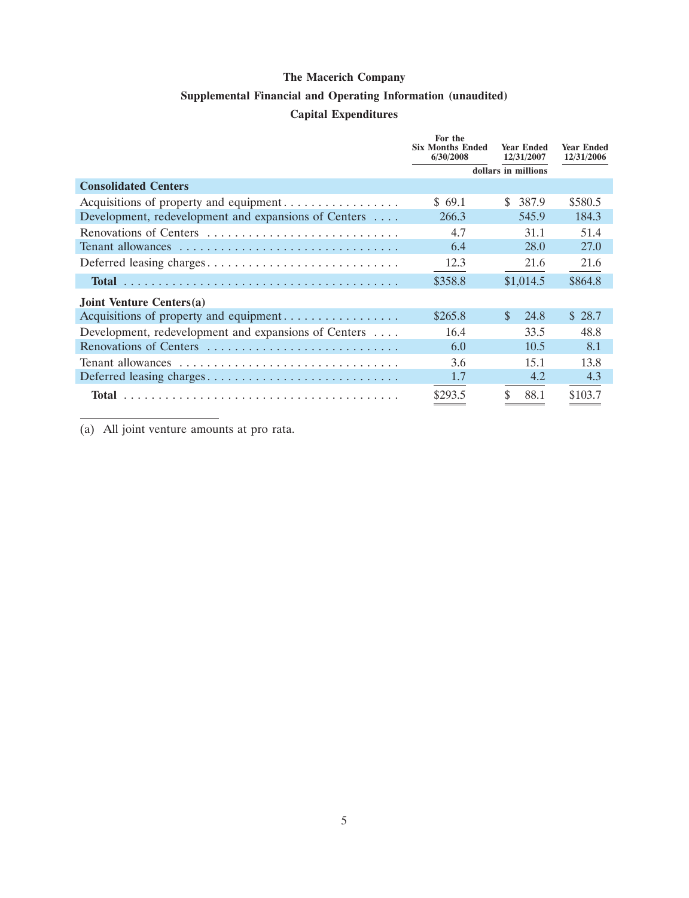# The Macerich Company

## Supplemental Financial and Operating Information (unaudited)

## Capital Expenditures

| | For the Six Months Ended 6/30/2008 | Year Ended 12/31/2007 | Year Ended 12/31/2006 |
|---|---|---|---|
| | dollars in millions | | |
| **Consolidated Centers** | | | |
| Acquisitions of property and equipment | $ 69.1 | $ 387.9 | $580.5 |
| Development, redevelopment and expansions of Centers | 266.3 | 545.9 | 184.3 |
| Renovations of Centers | 4.7 | 31.1 | 51.4 |
| Tenant allowances | 6.4 | 28.0 | 27.0 |
| Deferred leasing charges | 12.3 | 21.6 | 21.6 |
| **Total** | $358.8 | $1,014.5 | $864.8 |
| **Joint Venture Centers(a)** | | | |
| Acquisitions of property and equipment | $265.8 | $ 24.8 | $ 28.7 |
| Development, redevelopment and expansions of Centers | 16.4 | 33.5 | 48.8 |
| Renovations of Centers | 6.0 | 10.5 | 8.1 |
| Tenant allowances | 3.6 | 15.1 | 13.8 |
| Deferred leasing charges | 1.7 | 4.2 | 4.3 |
| **Total** | $293.5 | $ 88.1 | $103.7 |

(a) All joint venture amounts at pro rata.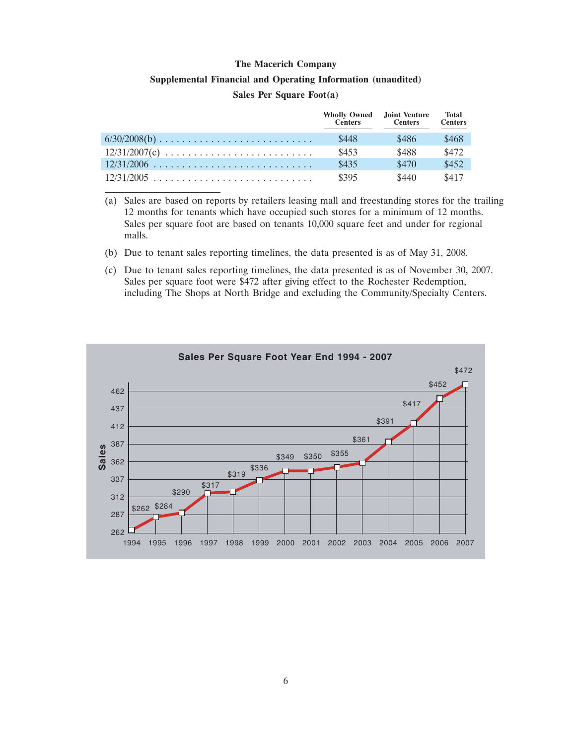**The Macerich Company**

**Supplemental Financial and Operating Information (unaudited)**

**Sales Per Square Foot(a)**

| | Wholly Owned Centers | Joint Venture Centers | Total Centers |
|---|---|---|---|
| 6/30/2008(b) | $448 | $486 | $468 |
| 12/31/2007(c) | $453 | $488 | $472 |
| 12/31/2006 | $435 | $470 | $452 |
| 12/31/2005 | $395 | $440 | $417 |

(a) Sales are based on reports by retailers leasing mall and freestanding stores for the trailing 12 months for tenants which have occupied such stores for a minimum of 12 months. Sales per square foot are based on tenants 10,000 square feet and under for regional malls.

(b) Due to tenant sales reporting timelines, the data presented is as of May 31, 2008.

(c) Due to tenant sales reporting timelines, the data presented is as of November 30, 2007. Sales per square foot were $472 after giving effect to the Rochester Redemption, including The Shops at North Bridge and excluding the Community/Specialty Centers.

**Sales Per Square Foot Year End 1994 - 2007**

| Year | Sales |
|---|---|
| 1994 | $262 |
| 1995 | $284 |
| 1996 | $290 |
| 1997 | $317 |
| 1998 | $319 |
| 1999 | $336 |
| 2000 | $349 |
| 2001 | $350 |
| 2002 | $355 |
| 2003 | $361 |
| 2004 | $391 |
| 2005 | $417 |
| 2006 | $452 |
| 2007 | $472 |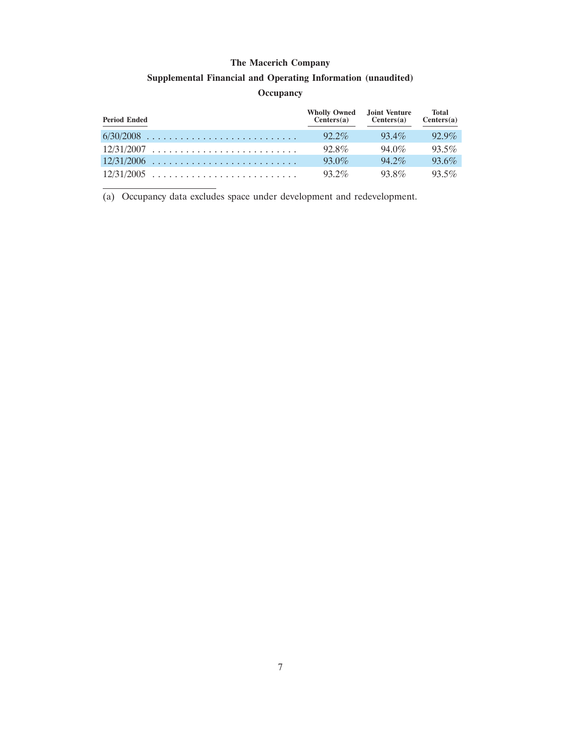**The Macerich Company**

**Supplemental Financial and Operating Information (unaudited)**

**Occupancy**

| Period Ended | Wholly Owned Centers(a) | Joint Venture Centers(a) | Total Centers(a) |
|---|---|---|---|
| 6/30/2008 | 92.2% | 93.4% | 92.9% |
| 12/31/2007 | 92.8% | 94.0% | 93.5% |
| 12/31/2006 | 93.0% | 94.2% | 93.6% |
| 12/31/2005 | 93.2% | 93.8% | 93.5% |

(a) Occupancy data excludes space under development and redevelopment.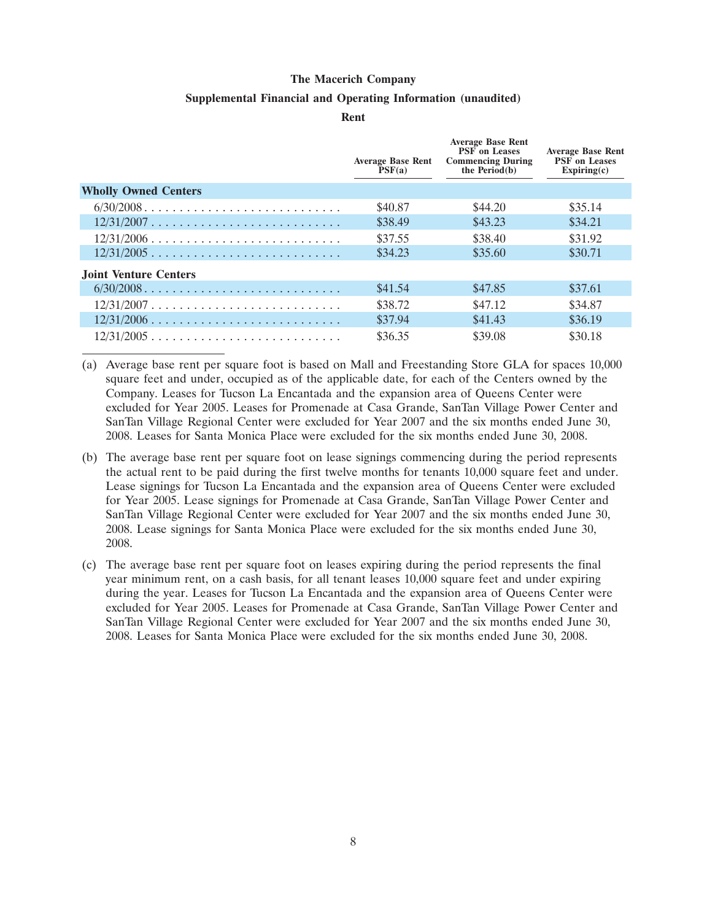# The Macerich Company

## Supplemental Financial and Operating Information (unaudited)

### Rent

| | Average Base Rent PSF(a) | Average Base Rent PSF on Leases Commencing During the Period(b) | Average Base Rent PSF on Leases Expiring(c) |
|---|---|---|---|
| **Wholly Owned Centers** | | | |
| 6/30/2008 | $40.87 | $44.20 | $35.14 |
| 12/31/2007 | $38.49 | $43.23 | $34.21 |
| 12/31/2006 | $37.55 | $38.40 | $31.92 |
| 12/31/2005 | $34.23 | $35.60 | $30.71 |
| **Joint Venture Centers** | | | |
| 6/30/2008 | $41.54 | $47.85 | $37.61 |
| 12/31/2007 | $38.72 | $47.12 | $34.87 |
| 12/31/2006 | $37.94 | $41.43 | $36.19 |
| 12/31/2005 | $36.35 | $39.08 | $30.18 |

(a) Average base rent per square foot is based on Mall and Freestanding Store GLA for spaces 10,000 square feet and under, occupied as of the applicable date, for each of the Centers owned by the Company. Leases for Tucson La Encantada and the expansion area of Queens Center were excluded for Year 2005. Leases for Promenade at Casa Grande, SanTan Village Power Center and SanTan Village Regional Center were excluded for Year 2007 and the six months ended June 30, 2008. Leases for Santa Monica Place were excluded for the six months ended June 30, 2008.

(b) The average base rent per square foot on lease signings commencing during the period represents the actual rent to be paid during the first twelve months for tenants 10,000 square feet and under. Lease signings for Tucson La Encantada and the expansion area of Queens Center were excluded for Year 2005. Lease signings for Promenade at Casa Grande, SanTan Village Power Center and SanTan Village Regional Center were excluded for Year 2007 and the six months ended June 30, 2008. Lease signings for Santa Monica Place were excluded for the six months ended June 30, 2008.

(c) The average base rent per square foot on leases expiring during the period represents the final year minimum rent, on a cash basis, for all tenant leases 10,000 square feet and under expiring during the year. Leases for Tucson La Encantada and the expansion area of Queens Center were excluded for Year 2005. Leases for Promenade at Casa Grande, SanTan Village Power Center and SanTan Village Regional Center were excluded for Year 2007 and the six months ended June 30, 2008. Leases for Santa Monica Place were excluded for the six months ended June 30, 2008.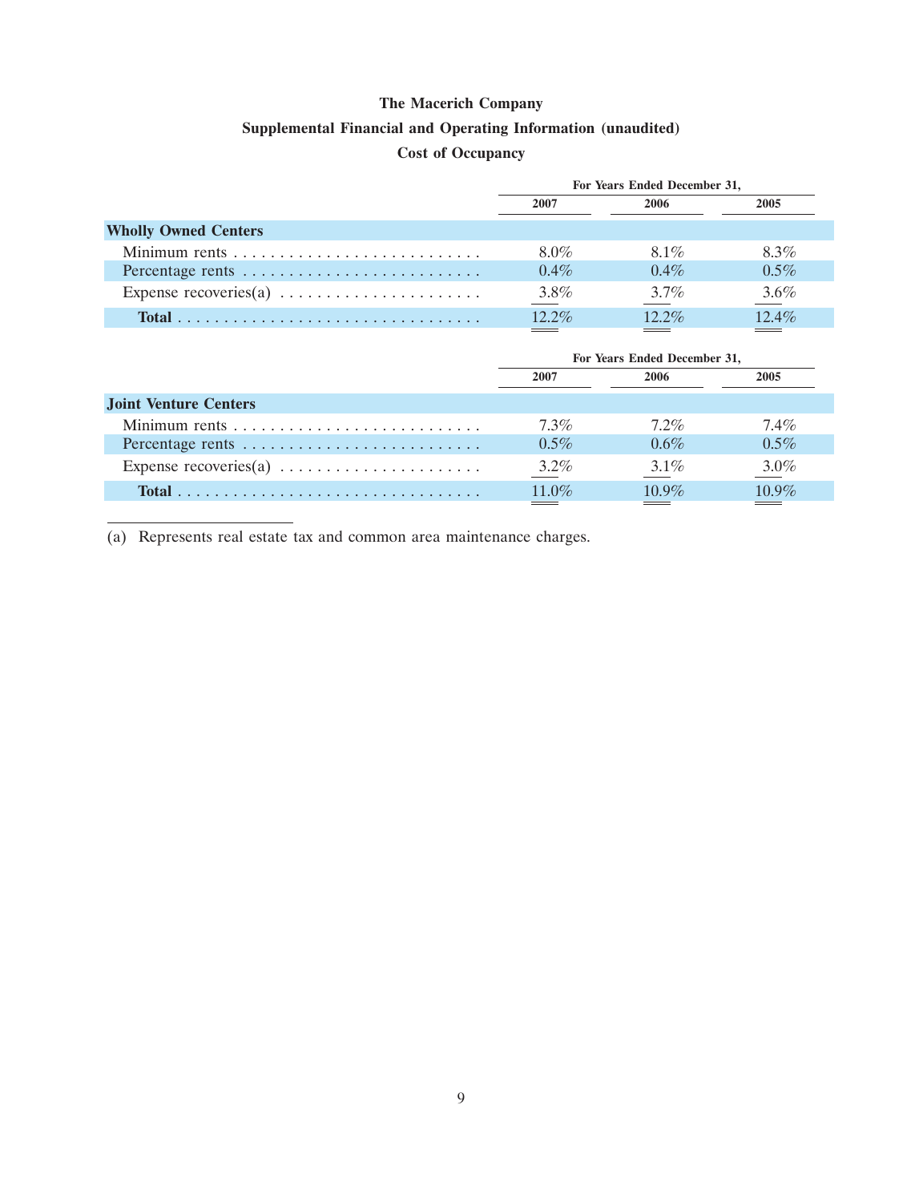**The Macerich Company**

**Supplemental Financial and Operating Information (unaudited)**

**Cost of Occupancy**

| | For Years Ended December 31, | | |
|---|---|---|---|
| | 2007 | 2006 | 2005 |
| **Wholly Owned Centers** | | | |
| Minimum rents | 8.0% | 8.1% | 8.3% |
| Percentage rents | 0.4% | 0.4% | 0.5% |
| Expense recoveries(a) | 3.8% | 3.7% | 3.6% |
| **Total** | 12.2% | 12.2% | 12.4% |

| | For Years Ended December 31, | | |
|---|---|---|---|
| | 2007 | 2006 | 2005 |
| **Joint Venture Centers** | | | |
| Minimum rents | 7.3% | 7.2% | 7.4% |
| Percentage rents | 0.5% | 0.6% | 0.5% |
| Expense recoveries(a) | 3.2% | 3.1% | 3.0% |
| **Total** | 11.0% | 10.9% | 10.9% |

(a) Represents real estate tax and common area maintenance charges.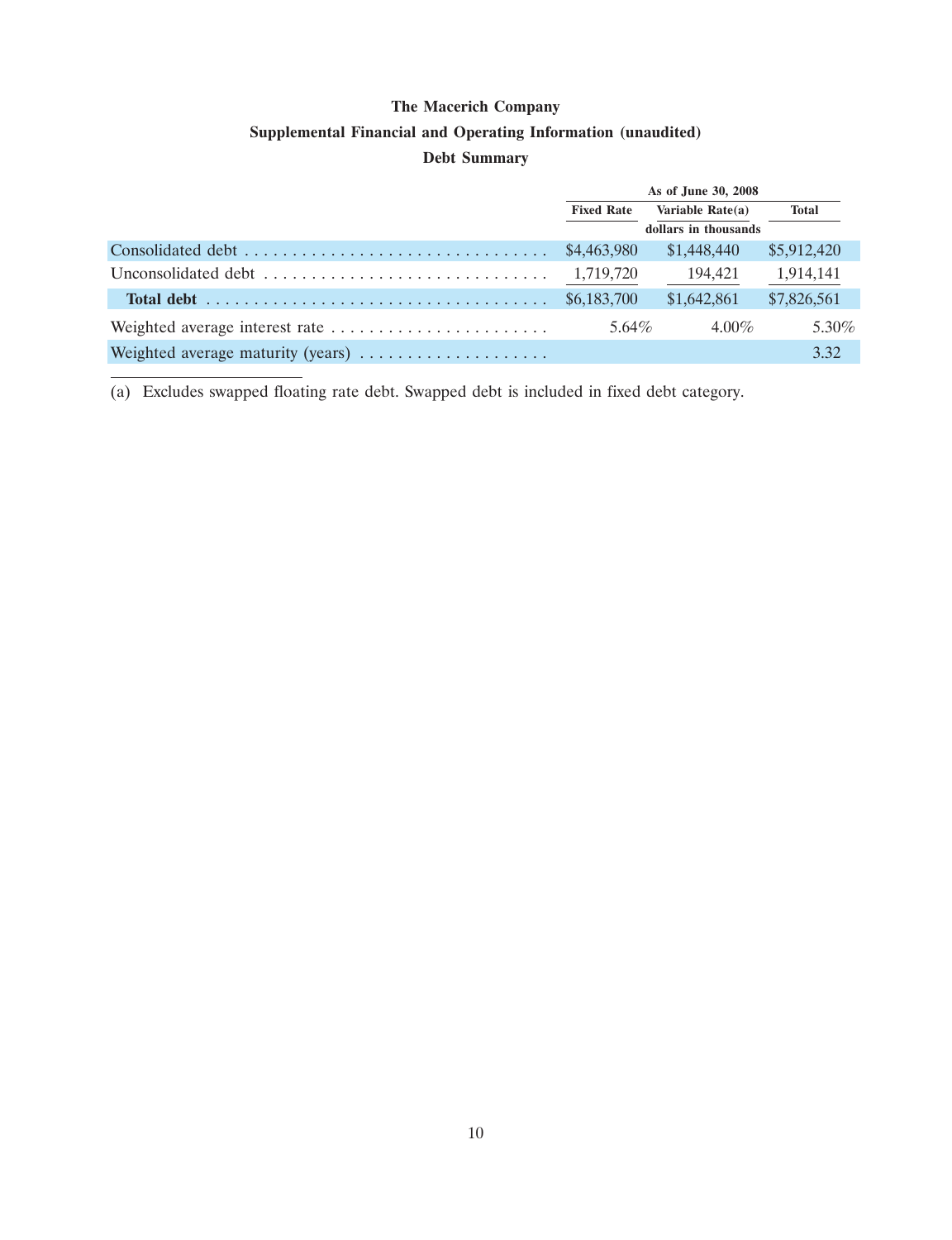**The Macerich Company**

**Supplemental Financial and Operating Information (unaudited)**

**Debt Summary**

| | As of June 30, 2008 | | |
|---|---|---|---|
| | Fixed Rate | Variable Rate(a) | Total |
| | | dollars in thousands | |
| Consolidated debt | $4,463,980 | $1,448,440 | $5,912,420 |
| Unconsolidated debt | 1,719,720 | 194,421 | 1,914,141 |
| **Total debt** | $6,183,700 | $1,642,861 | $7,826,561 |
| Weighted average interest rate | 5.64% | 4.00% | 5.30% |
| Weighted average maturity (years) | | | 3.32 |

(a) Excludes swapped floating rate debt. Swapped debt is included in fixed debt category.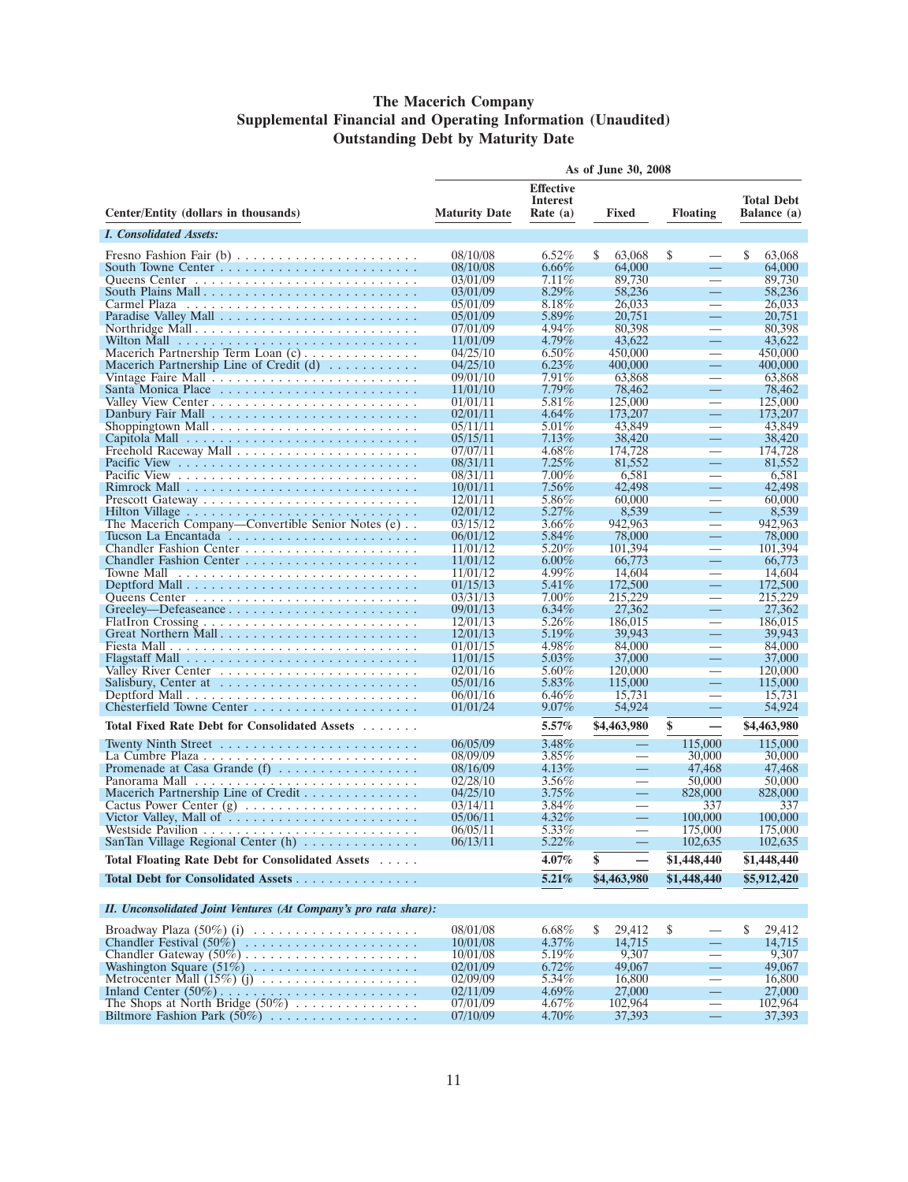# The Macerich Company
## Supplemental Financial and Operating Information (Unaudited)
## Outstanding Debt by Maturity Date

| Center/Entity (dollars in thousands) | As of June 30, 2008 | | | | |
|---|---|---|---|---|---|
| | Maturity Date | Effective Interest Rate (a) | Fixed | Floating | Total Debt Balance (a) |
| ***I. Consolidated Assets:*** | | | | | |
| Fresno Fashion Fair (b) | 08/10/08 | 6.52% | $ 63,068 | $ — | $ 63,068 |
| South Towne Center | 08/10/08 | 6.66% | 64,000 | — | 64,000 |
| Queens Center | 03/01/09 | 7.11% | 89,730 | — | 89,730 |
| South Plains Mall | 03/01/09 | 8.29% | 58,236 | — | 58,236 |
| Carmel Plaza | 05/01/09 | 8.18% | 26,033 | — | 26,033 |
| Paradise Valley Mall | 05/01/09 | 5.89% | 20,751 | — | 20,751 |
| Northridge Mall | 07/01/09 | 4.94% | 80,398 | — | 80,398 |
| Wilton Mall | 11/01/09 | 4.79% | 43,622 | — | 43,622 |
| Macerich Partnership Term Loan (c) | 04/25/10 | 6.50% | 450,000 | — | 450,000 |
| Macerich Partnership Line of Credit (d) | 04/25/10 | 6.23% | 400,000 | — | 400,000 |
| Vintage Faire Mall | 09/01/10 | 7.91% | 63,868 | — | 63,868 |
| Santa Monica Place | 11/01/10 | 7.79% | 78,462 | — | 78,462 |
| Valley View Center | 01/01/11 | 5.81% | 125,000 | — | 125,000 |
| Danbury Fair Mall | 02/01/11 | 4.64% | 173,207 | — | 173,207 |
| Shoppingtown Mall | 05/11/11 | 5.01% | 43,849 | — | 43,849 |
| Capitola Mall | 05/15/11 | 7.13% | 38,420 | — | 38,420 |
| Freehold Raceway Mall | 07/07/11 | 4.68% | 174,728 | — | 174,728 |
| Pacific View | 08/31/11 | 7.25% | 81,552 | — | 81,552 |
| Pacific View | 08/31/11 | 7.00% | 6,581 | — | 6,581 |
| Rimrock Mall | 10/01/11 | 7.56% | 42,498 | — | 42,498 |
| Prescott Gateway | 12/01/11 | 5.86% | 60,000 | — | 60,000 |
| Hilton Village | 02/01/12 | 5.27% | 8,539 | — | 8,539 |
| The Macerich Company—Convertible Senior Notes (e) | 03/15/12 | 3.66% | 942,963 | — | 942,963 |
| Tucson La Encantada | 06/01/12 | 5.84% | 78,000 | — | 78,000 |
| Chandler Fashion Center | 11/01/12 | 5.20% | 101,394 | — | 101,394 |
| Chandler Fashion Center | 11/01/12 | 6.00% | 66,773 | — | 66,773 |
| Towne Mall | 11/01/12 | 4.99% | 14,604 | — | 14,604 |
| Deptford Mall | 01/15/13 | 5.41% | 172,500 | — | 172,500 |
| Queens Center | 03/31/13 | 7.00% | 215,229 | — | 215,229 |
| Greeley—Defeaseance | 09/01/13 | 6.34% | 27,362 | — | 27,362 |
| FlatIron Crossing | 12/01/13 | 5.26% | 186,015 | — | 186,015 |
| Great Northern Mall | 12/01/13 | 5.19% | 39,943 | — | 39,943 |
| Fiesta Mall | 01/01/15 | 4.98% | 84,000 | — | 84,000 |
| Flagstaff Mall | 11/01/15 | 5.03% | 37,000 | — | 37,000 |
| Valley River Center | 02/01/16 | 5.60% | 120,000 | — | 120,000 |
| Salisbury, Center at | 05/01/16 | 5.83% | 115,000 | — | 115,000 |
| Deptford Mall | 06/01/16 | 6.46% | 15,731 | — | 15,731 |
| Chesterfield Towne Center | 01/01/24 | 9.07% | 54,924 | — | 54,924 |
| **Total Fixed Rate Debt for Consolidated Assets** | | **5.57%** | **$4,463,980** | **$ —** | **$4,463,980** |
| Twenty Ninth Street | 06/05/09 | 3.48% | — | 115,000 | 115,000 |
| La Cumbre Plaza | 08/09/09 | 3.85% | — | 30,000 | 30,000 |
| Promenade at Casa Grande (f) | 08/16/09 | 4.13% | — | 47,468 | 47,468 |
| Panorama Mall | 02/28/10 | 3.56% | — | 50,000 | 50,000 |
| Macerich Partnership Line of Credit | 04/25/10 | 3.75% | — | 828,000 | 828,000 |
| Cactus Power Center (g) | 03/14/11 | 3.84% | — | 337 | 337 |
| Victor Valley, Mall of | 05/06/11 | 4.32% | — | 100,000 | 100,000 |
| Westside Pavilion | 06/05/11 | 5.33% | — | 175,000 | 175,000 |
| SanTan Village Regional Center (h) | 06/13/11 | 5.22% | — | 102,635 | 102,635 |
| **Total Floating Rate Debt for Consolidated Assets** | | **4.07%** | **$ —** | **$1,448,440** | **$1,448,440** |
| **Total Debt for Consolidated Assets** | | **5.21%** | **$4,463,980** | **$1,448,440** | **$5,912,420** |
| ***II. Unconsolidated Joint Ventures (At Company's pro rata share):*** | | | | | |
| Broadway Plaza (50%) (i) | 08/01/08 | 6.68% | $ 29,412 | $ — | $ 29,412 |
| Chandler Festival (50%) | 10/01/08 | 4.37% | 14,715 | — | 14,715 |
| Chandler Gateway (50%) | 10/01/08 | 5.19% | 9,307 | — | 9,307 |
| Washington Square (51%) | 02/01/09 | 6.72% | 49,067 | — | 49,067 |
| Metrocenter Mall (15%) (j) | 02/09/09 | 5.34% | 16,800 | — | 16,800 |
| Inland Center (50%) | 02/11/09 | 4.69% | 27,000 | — | 27,000 |
| The Shops at North Bridge (50%) | 07/01/09 | 4.67% | 102,964 | — | 102,964 |
| Biltmore Fashion Park (50%) | 07/10/09 | 4.70% | 37,393 | — | 37,393 |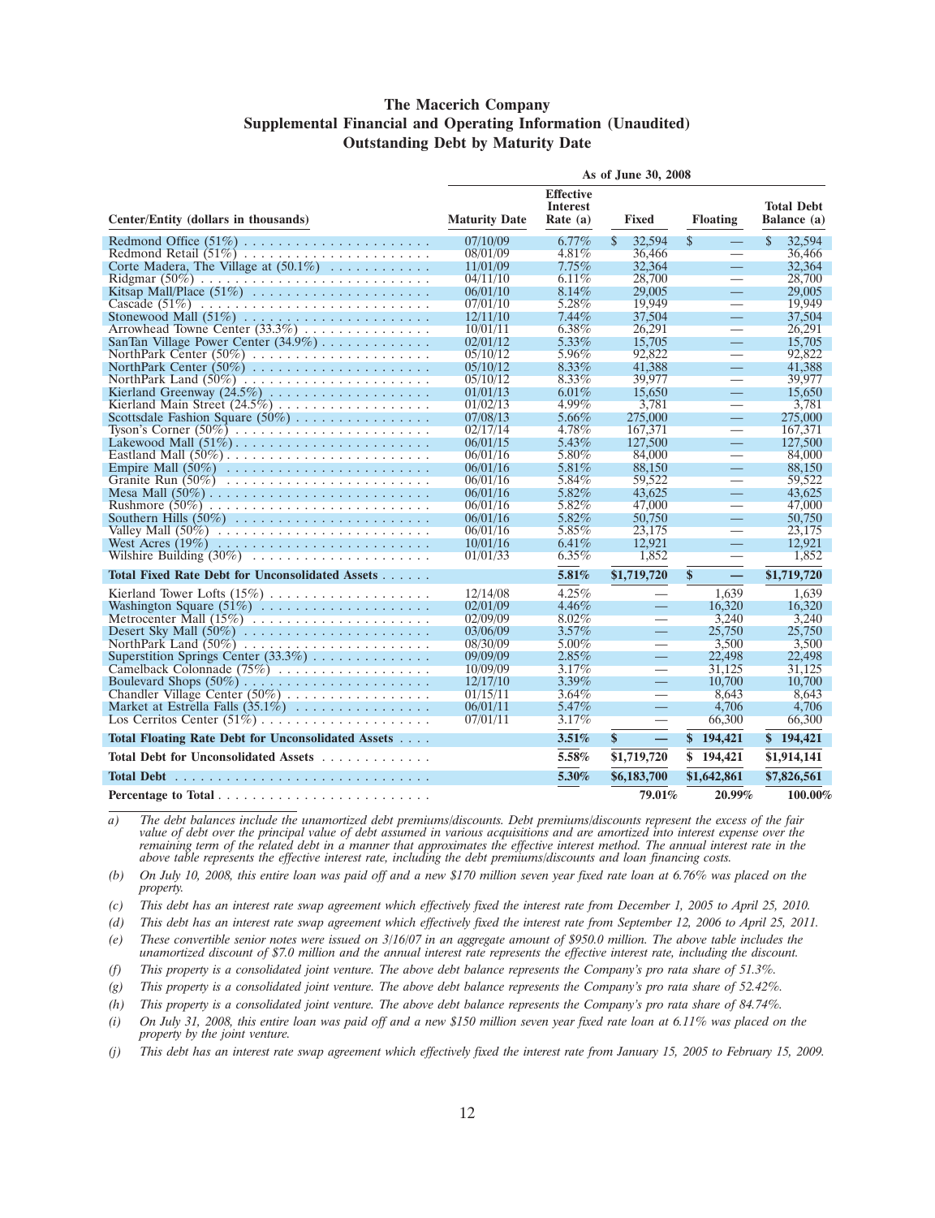# The Macerich Company
## Supplemental Financial and Operating Information (Unaudited)
## Outstanding Debt by Maturity Date

| | As of June 30, 2008 | | | | |
|---|---|---|---|---|---|
| Center/Entity (dollars in thousands) | Maturity Date | Effective Interest Rate (a) | Fixed | Floating | Total Debt Balance (a) |
| Redmond Office (51%) | 07/10/09 | 6.77% | $ 32,594 | $ — | $ 32,594 |
| Redmond Retail (51%) | 08/01/09 | 4.81% | 36,466 | — | 36,466 |
| Corte Madera, The Village at (50.1%) | 11/01/09 | 7.75% | 32,364 | — | 32,364 |
| Ridgmar (50%) | 04/11/10 | 6.11% | 28,700 | — | 28,700 |
| Kitsap Mall/Place (51%) | 06/01/10 | 8.14% | 29,005 | — | 29,005 |
| Cascade (51%) | 07/01/10 | 5.28% | 19,949 | — | 19,949 |
| Stonewood Mall (51%) | 12/11/10 | 7.44% | 37,504 | — | 37,504 |
| Arrowhead Towne Center (33.3%) | 10/01/11 | 6.38% | 26,291 | — | 26,291 |
| SanTan Village Power Center (34.9%) | 02/01/12 | 5.33% | 15,705 | — | 15,705 |
| NorthPark Center (50%) | 05/10/12 | 5.96% | 92,822 | — | 92,822 |
| NorthPark Center (50%) | 05/10/12 | 8.33% | 41,388 | — | 41,388 |
| NorthPark Land (50%) | 05/10/12 | 8.33% | 39,977 | — | 39,977 |
| Kierland Greenway (24.5%) | 01/01/13 | 6.01% | 15,650 | — | 15,650 |
| Kierland Main Street (24.5%) | 01/02/13 | 4.99% | 3,781 | — | 3,781 |
| Scottsdale Fashion Square (50%) | 07/08/13 | 5.66% | 275,000 | — | 275,000 |
| Tyson's Corner (50%) | 02/17/14 | 4.78% | 167,371 | — | 167,371 |
| Lakewood Mall (51%) | 06/01/15 | 5.43% | 127,500 | — | 127,500 |
| Eastland Mall (50%) | 06/01/16 | 5.80% | 84,000 | — | 84,000 |
| Empire Mall (50%) | 06/01/16 | 5.81% | 88,150 | — | 88,150 |
| Granite Run (50%) | 06/01/16 | 5.84% | 59,522 | — | 59,522 |
| Mesa Mall (50%) | 06/01/16 | 5.82% | 43,625 | — | 43,625 |
| Rushmore (50%) | 06/01/16 | 5.82% | 47,000 | — | 47,000 |
| Southern Hills (50%) | 06/01/16 | 5.82% | 50,750 | — | 50,750 |
| Valley Mall (50%) | 06/01/16 | 5.85% | 23,175 | — | 23,175 |
| West Acres (19%) | 10/01/16 | 6.41% | 12,921 | — | 12,921 |
| Wilshire Building (30%) | 01/01/33 | 6.35% | 1,852 | — | 1,852 |
| **Total Fixed Rate Debt for Unconsolidated Assets** | | **5.81%** | **$1,719,720** | **$ —** | **$1,719,720** |
| Kierland Tower Lofts (15%) | 12/14/08 | 4.25% | — | 1,639 | 1,639 |
| Washington Square (51%) | 02/01/09 | 4.46% | — | 16,320 | 16,320 |
| Metrocenter Mall (15%) | 02/09/09 | 8.02% | — | 3,240 | 3,240 |
| Desert Sky Mall (50%) | 03/06/09 | 3.57% | — | 25,750 | 25,750 |
| NorthPark Land (50%) | 08/30/09 | 5.00% | — | 3,500 | 3,500 |
| Superstition Springs Center (33.3%) | 09/09/09 | 2.85% | — | 22,498 | 22,498 |
| Camelback Colonnade (75%) | 10/09/09 | 3.17% | — | 31,125 | 31,125 |
| Boulevard Shops (50%) | 12/17/10 | 3.39% | — | 10,700 | 10,700 |
| Chandler Village Center (50%) | 01/15/11 | 3.64% | — | 8,643 | 8,643 |
| Market at Estrella Falls (35.1%) | 06/01/11 | 5.47% | — | 4,706 | 4,706 |
| Los Cerritos Center (51%) | 07/01/11 | 3.17% | — | 66,300 | 66,300 |
| **Total Floating Rate Debt for Unconsolidated Assets** | | **3.51%** | **$ —** | **$ 194,421** | **$ 194,421** |
| **Total Debt for Unconsolidated Assets** | | **5.58%** | **$1,719,720** | **$ 194,421** | **$1,914,141** |
| **Total Debt** | | **5.30%** | **$6,183,700** | **$1,642,861** | **$7,826,561** |
| **Percentage to Total** | | | **79.01%** | **20.99%** | **100.00%** |

*a) The debt balances include the unamortized debt premiums/discounts. Debt premiums/discounts represent the excess of the fair value of debt over the principal value of debt assumed in various acquisitions and are amortized into interest expense over the remaining term of the related debt in a manner that approximates the effective interest method. The annual interest rate in the above table represents the effective interest rate, including the debt premiums/discounts and loan financing costs.*

*(b) On July 10, 2008, this entire loan was paid off and a new $170 million seven year fixed rate loan at 6.76% was placed on the property.*

*(c) This debt has an interest rate swap agreement which effectively fixed the interest rate from December 1, 2005 to April 25, 2010.*

*(d) This debt has an interest rate swap agreement which effectively fixed the interest rate from September 12, 2006 to April 25, 2011.*

*(e) These convertible senior notes were issued on 3/16/07 in an aggregate amount of $950.0 million. The above table includes the unamortized discount of $7.0 million and the annual interest rate represents the effective interest rate, including the discount.*

*(f) This property is a consolidated joint venture. The above debt balance represents the Company's pro rata share of 51.3%.*

*(g) This property is a consolidated joint venture. The above debt balance represents the Company's pro rata share of 52.42%.*

*(h) This property is a consolidated joint venture. The above debt balance represents the Company's pro rata share of 84.74%.*

*(i) On July 31, 2008, this entire loan was paid off and a new $150 million seven year fixed rate loan at 6.11% was placed on the property by the joint venture.*

*(j) This debt has an interest rate swap agreement which effectively fixed the interest rate from January 15, 2005 to February 15, 2009.*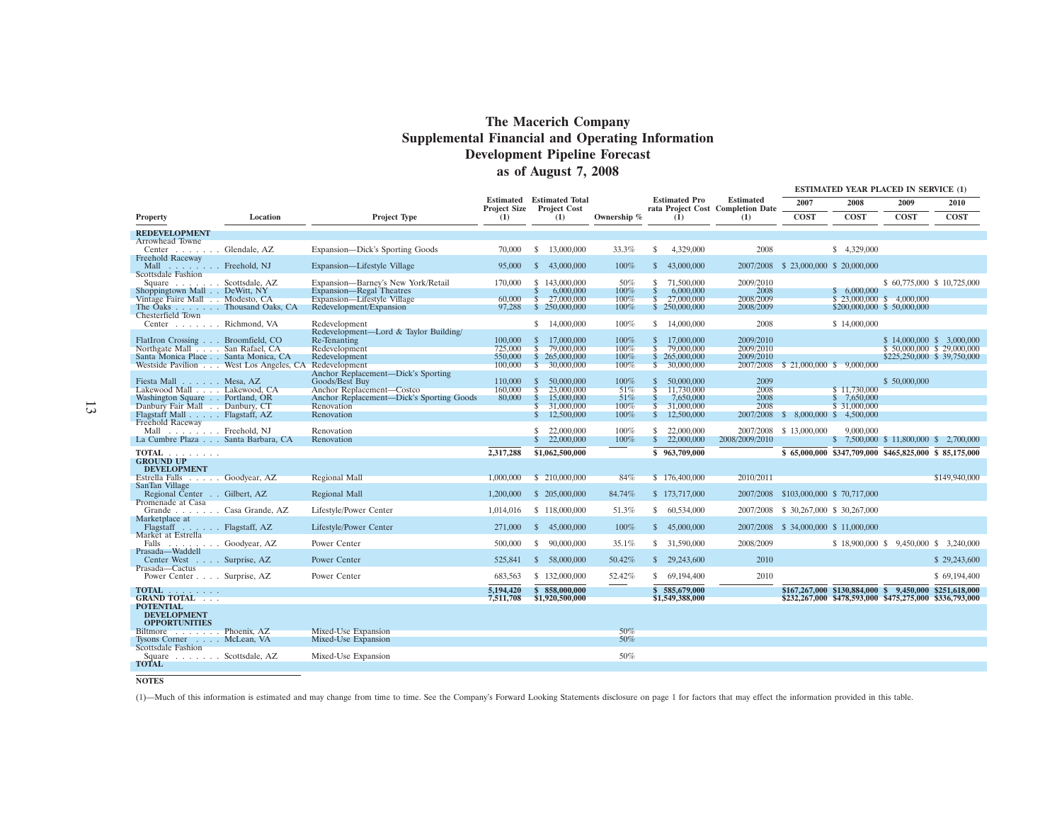# The Macerich Company
# Supplemental Financial and Operating Information
# Development Pipeline Forecast
# as of August 7, 2008

| Property | Location | Project Type | Estimated Project Size (1) | Estimated Total Project Cost (1) | Ownership % | Estimated Pro rata Project Cost (1) | Estimated Completion Date (1) | ESTIMATED YEAR PLACED IN SERVICE (1) 2007 COST | 2008 COST | 2009 COST | 2010 COST |
|---|---|---|---|---|---|---|---|---|---|---|---|
| **REDEVELOPMENT** | | | | | | | | | | | |
| Arrowhead Towne Center | Glendale, AZ | Expansion—Dick's Sporting Goods | 70,000 | $ 13,000,000 | 33.3% | $ 4,329,000 | 2008 | | $ 4,329,000 | | |
| Freehold Raceway Mall | Freehold, NJ | Expansion—Lifestyle Village | 95,000 | $ 43,000,000 | 100% | $ 43,000,000 | 2007/2008 | $ 23,000,000 | $ 20,000,000 | | |
| Scottsdale Fashion Square | Scottsdale, AZ | Expansion—Barney's New York/Retail | 170,000 | $ 143,000,000 | 50% | $ 71,500,000 | 2009/2010 | | | $ 60,775,000 | $ 10,725,000 |
| Shoppingtown Mall | DeWitt, NY | Expansion—Regal Theatres | | $ 6,000,000 | 100% | $ 6,000,000 | 2008 | | $ 6,000,000 | | |
| Vintage Faire Mall | Modesto, CA | Expansion—Lifestyle Village | 60,000 | $ 27,000,000 | 100% | $ 27,000,000 | 2008/2009 | | $ 23,000,000 | $ 4,000,000 | |
| The Oaks | Thousand Oaks, CA | Redevelopment/Expansion | 97,288 | $ 250,000,000 | 100% | $ 250,000,000 | 2008/2009 | | $200,000,000 | $ 50,000,000 | |
| Chesterfield Town Center | Richmond, VA | Redevelopment | | $ 14,000,000 | 100% | $ 14,000,000 | 2008 | | $ 14,000,000 | | |
| FlatIron Crossing | Broomfield, CO | Redevelopment—Lord & Taylor Building/ Re-Tenanting | 100,000 | $ 17,000,000 | 100% | $ 17,000,000 | 2009/2010 | | | $ 14,000,000 | $ 3,000,000 |
| Northgate Mall | San Rafael, CA | Redevelopment | 725,000 | $ 79,000,000 | 100% | $ 79,000,000 | 2009/2010 | | | $ 50,000,000 | $ 29,000,000 |
| Santa Monica Place | Santa Monica, CA | Redevelopment | 550,000 | $ 265,000,000 | 100% | $ 265,000,000 | 2009/2010 | | | $225,250,000 | $ 39,750,000 |
| Westside Pavilion | West Los Angeles, CA | Redevelopment | 100,000 | $ 30,000,000 | 100% | $ 30,000,000 | 2007/2008 | $ 21,000,000 | $ 9,000,000 | | |
| Fiesta Mall | Mesa, AZ | Anchor Replacement—Dick's Sporting Goods/Best Buy | 110,000 | $ 50,000,000 | 100% | $ 50,000,000 | 2009 | | | $ 50,000,000 | |
| Lakewood Mall | Lakewood, CA | Anchor Replacement—Costco | 160,000 | $ 23,000,000 | 51% | $ 11,730,000 | 2008 | | $ 11,730,000 | | |
| Washington Square | Portland, OR | Anchor Replacement—Dick's Sporting Goods | 80,000 | $ 15,000,000 | 51% | $ 7,650,000 | 2008 | | $ 7,650,000 | | |
| Danbury Fair Mall | Danbury, CT | Renovation | | $ 31,000,000 | 100% | $ 31,000,000 | 2008 | | $ 31,000,000 | | |
| Flagstaff Mall | Flagstaff, AZ | Renovation | | $ 12,500,000 | 100% | $ 12,500,000 | 2007/2008 | $ 8,000,000 | $ 4,500,000 | | |
| Freehold Raceway Mall | Freehold, NJ | Renovation | | $ 22,000,000 | 100% | $ 22,000,000 | 2007/2008 | $ 13,000,000 | 9,000,000 | | |
| La Cumbre Plaza | Santa Barbara, CA | Renovation | | $ 22,000,000 | 100% | $ 22,000,000 | 2008/2009/2010 | | $ 7,500,000 | $ 11,800,000 | $ 2,700,000 |
| **TOTAL** | | | **2,317,288** | **$1,062,500,000** | | **$ 963,709,000** | | **$ 65,000,000** | **$347,709,000** | **$465,825,000** | **$ 85,175,000** |
| **GROUND UP DEVELOPMENT** | | | | | | | | | | | |
| Estrella Falls | Goodyear, AZ | Regional Mall | 1,000,000 | $ 210,000,000 | 84% | $ 176,400,000 | 2010/2011 | | | | $149,940,000 |
| SanTan Village Regional Center | Gilbert, AZ | Regional Mall | 1,200,000 | $ 205,000,000 | 84.74% | $ 173,717,000 | 2007/2008 | $103,000,000 | $ 70,717,000 | | |
| Promenade at Casa Grande | Casa Grande, AZ | Lifestyle/Power Center | 1,014,016 | $ 118,000,000 | 51.3% | $ 60,534,000 | 2007/2008 | $ 30,267,000 | $ 30,267,000 | | |
| Marketplace at Flagstaff | Flagstaff, AZ | Lifestyle/Power Center | 271,000 | $ 45,000,000 | 100% | $ 45,000,000 | 2007/2008 | $ 34,000,000 | $ 11,000,000 | | |
| Market at Estrella Falls | Goodyear, AZ | Power Center | 500,000 | $ 90,000,000 | 35.1% | $ 31,590,000 | 2008/2009 | | $ 18,900,000 | $ 9,450,000 | $ 3,240,000 |
| Prasada—Waddell Center West | Surprise, AZ | Power Center | 525,841 | $ 58,000,000 | 50.42% | $ 29,243,600 | 2010 | | | | $ 29,243,600 |
| Prasada—Cactus Power Center | Surprise, AZ | Power Center | 683,563 | $ 132,000,000 | 52.42% | $ 69,194,400 | 2010 | | | | $ 69,194,400 |
| **TOTAL** | | | **5,194,420** | **$ 858,000,000** | | **$ 585,679,000** | | **$167,267,000** | **$130,884,000** | **$ 9,450,000** | **$251,618,000** |
| **GRAND TOTAL** | | | **7,511,708** | **$1,920,500,000** | | **$1,549,388,000** | | **$232,267,000** | **$478,593,000** | **$475,275,000** | **$336,793,000** |
| **POTENTIAL DEVELOPMENT OPPORTUNITIES** | | | | | | | | | | | |
| Biltmore | Phoenix, AZ | Mixed-Use Expansion | | | 50% | | | | | | |
| Tysons Corner | McLean, VA | Mixed-Use Expansion | | | 50% | | | | | | |
| Scottsdale Fashion Square | Scottsdale, AZ | Mixed-Use Expansion | | | 50% | | | | | | |
| **TOTAL** | | | | | | | | | | | |

**NOTES**

(1)—Much of this information is estimated and may change from time to time. See the Company's Forward Looking Statements disclosure on page 1 for factors that may effect the information provided in this table.